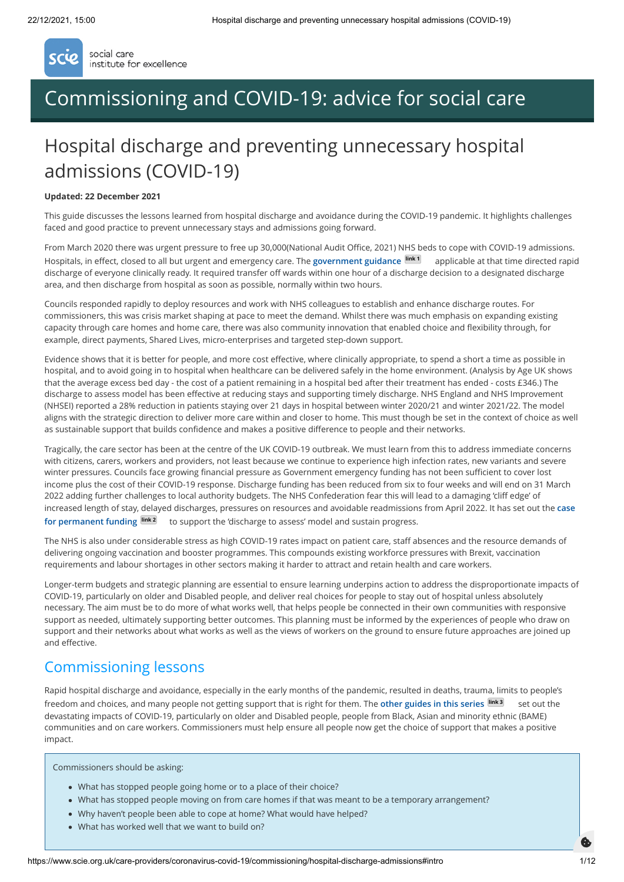social care institute for excellence

# Commissioning and COVID-19: advice for social care

## Hospital discharge and preventing unnecessary hospital admissions (COVID-19)

**Updated: 22 December 2021**

This guide discusses the lessons learned from hospital discharge and avoidance during the COVID-19 pandemic. It highlights challenges faced and good practice to prevent unnecessary stays and admissions going forward.

From March 2020 there was urgent pressure to free up 30,000(National Audit Office, 2021) NHS beds to cope with COVID-19 admissions. Hospitals, in effect, closed to all but urgent and emergency care. The **government guidance** [link 1] applicable at that time directed rapid discharge of everyone clinically ready. It required transfer off wards within one hour of a discharge decision to a designated discharge area, and then discharge from hospital as soon as possible, normally within two hours.

Councils responded rapidly to deploy resources and work with NHS colleagues to establish and enhance discharge routes. For commissioners, this was crisis market shaping at pace to meet the demand. Whilst there was much emphasis on expanding existing capacity through care homes and home care, there was also community innovation that enabled choice and flexibility through, for example, direct payments, Shared Lives, micro-enterprises and targeted step-down support.

Evidence shows that it is better for people, and more cost effective, where clinically appropriate, to spend a short a time as possible in hospital, and to avoid going in to hospital when healthcare can be delivered safely in the home environment. (Analysis by Age UK shows that the average excess bed day - the cost of a patient remaining in a hospital bed after their treatment has ended - costs £346.) The discharge to assess model has been effective at reducing stays and supporting timely discharge. NHS England and NHS Improvement (NHSEI) reported a 28% reduction in patients staying over 21 days in hospital between winter 2020/21 and winter 2021/22. The model aligns with the strategic direction to deliver more care within and closer to home. This must though be set in the context of choice as well as sustainable support that builds confidence and makes a positive difference to people and their networks.

Tragically, the care sector has been at the centre of the UK COVID-19 outbreak. We must learn from this to address immediate concerns with citizens, carers, workers and providers, not least because we continue to experience high infection rates, new variants and severe winter pressures. Councils face growing financial pressure as Government emergency funding has not been sufficient to cover lost income plus the cost of their COVID-19 response. Discharge funding has been reduced from six to four weeks and will end on 31 March 2022 adding further challenges to local authority budgets. The NHS Confederation fear this will lead to a damaging 'cliff edge' of increased length of stay, delayed discharges, pressures on resources and avoidable readmissions from April 2022. It has set out the **case for permanent funding** [link 2] to support the 'discharge to assess' model and sustain progress.

The NHS is also under considerable stress as high COVID-19 rates impact on patient care, staff absences and the resource demands of delivering ongoing vaccination and booster programmes. This compounds existing workforce pressures with Brexit, vaccination requirements and labour shortages in other sectors making it harder to attract and retain health and care workers.

Longer-term budgets and strategic planning are essential to ensure learning underpins action to address the disproportionate impacts of COVID-19, particularly on older and Disabled people, and deliver real choices for people to stay out of hospital unless absolutely necessary. The aim must be to do more of what works well, that helps people be connected in their own communities with responsive support as needed, ultimately supporting better outcomes. This planning must be informed by the experiences of people who draw on support and their networks about what works as well as the views of workers on the ground to ensure future approaches are joined up and effective.

## Commissioning lessons

Rapid hospital discharge and avoidance, especially in the early months of the pandemic, resulted in deaths, trauma, limits to people's freedom and choices, and many people not getting support that is right for them. The **other guides in this series** [link 3] set out the devastating impacts of COVID-19, particularly on older and Disabled people, people from Black, Asian and minority ethnic (BAME) communities and on care workers. Commissioners must help ensure all people now get the choice of support that makes a positive impact.

Commissioners should be asking:

- What has stopped people going home or to a place of their choice?
- What has stopped people moving on from care homes if that was meant to be a temporary arrangement?
- Why haven't people been able to cope at home? What would have helped?
- What has worked well that we want to build on?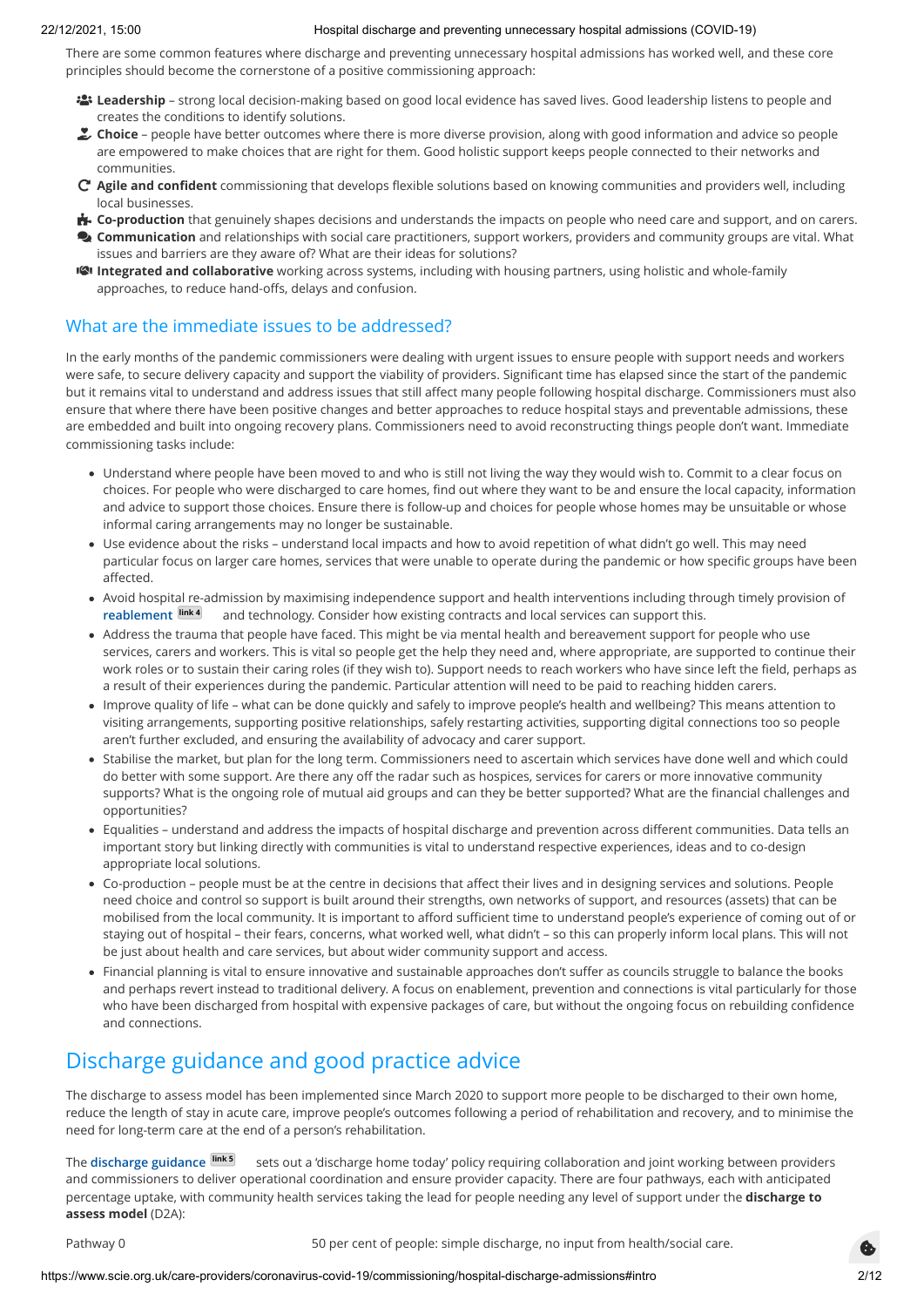There are some common features where discharge and preventing unnecessary hospital admissions has worked well, and these core principles should become the cornerstone of a positive commissioning approach:

- **Leadership** – strong local decision-making based on good local evidence has saved lives. Good leadership listens to people and creates the conditions to identify solutions.
- **Choice** – people have better outcomes where there is more diverse provision, along with good information and advice so people are empowered to make choices that are right for them. Good holistic support keeps people connected to their networks and communities.
- **Agile and confident** commissioning that develops flexible solutions based on knowing communities and providers well, including local businesses.
- **Co-production** that genuinely shapes decisions and understands the impacts on people who need care and support, and on carers.
- **Communication** and relationships with social care practitioners, support workers, providers and community groups are vital. What issues and barriers are they aware of? What are their ideas for solutions?
- **Integrated and collaborative** working across systems, including with housing partners, using holistic and whole-family approaches, to reduce hand-offs, delays and confusion.

## What are the immediate issues to be addressed?

In the early months of the pandemic commissioners were dealing with urgent issues to ensure people with support needs and workers were safe, to secure delivery capacity and support the viability of providers. Significant time has elapsed since the start of the pandemic but it remains vital to understand and address issues that still affect many people following hospital discharge. Commissioners must also ensure that where there have been positive changes and better approaches to reduce hospital stays and preventable admissions, these are embedded and built into ongoing recovery plans. Commissioners need to avoid reconstructing things people don't want. Immediate commissioning tasks include:

- Understand where people have been moved to and who is still not living the way they would wish to. Commit to a clear focus on choices. For people who were discharged to care homes, find out where they want to be and ensure the local capacity, information and advice to support those choices. Ensure there is follow-up and choices for people whose homes may be unsuitable or whose informal caring arrangements may no longer be sustainable.
- Use evidence about the risks – understand local impacts and how to avoid repetition of what didn't go well. This may need particular focus on larger care homes, services that were unable to operate during the pandemic or how specific groups have been affected.
- Avoid hospital re-admission by maximising independence support and health interventions including through timely provision of **reablement** [link 4] and technology. Consider how existing contracts and local services can support this.
- Address the trauma that people have faced. This might be via mental health and bereavement support for people who use services, carers and workers. This is vital so people get the help they need and, where appropriate, are supported to continue their work roles or to sustain their caring roles (if they wish to). Support needs to reach workers who have since left the field, perhaps as a result of their experiences during the pandemic. Particular attention will need to be paid to reaching hidden carers.
- Improve quality of life – what can be done quickly and safely to improve people's health and wellbeing? This means attention to visiting arrangements, supporting positive relationships, safely restarting activities, supporting digital connections too so people aren't further excluded, and ensuring the availability of advocacy and carer support.
- Stabilise the market, but plan for the long term. Commissioners need to ascertain which services have done well and which could do better with some support. Are there any off the radar such as hospices, services for carers or more innovative community supports? What is the ongoing role of mutual aid groups and can they be better supported? What are the financial challenges and opportunities?
- Equalities – understand and address the impacts of hospital discharge and prevention across different communities. Data tells an important story but linking directly with communities is vital to understand respective experiences, ideas and to co-design appropriate local solutions.
- Co-production – people must be at the centre in decisions that affect their lives and in designing services and solutions. People need choice and control so support is built around their strengths, own networks of support, and resources (assets) that can be mobilised from the local community. It is important to afford sufficient time to understand people's experience of coming out of or staying out of hospital – their fears, concerns, what worked well, what didn't – so this can properly inform local plans. This will not be just about health and care services, but about wider community support and access.
- Financial planning is vital to ensure innovative and sustainable approaches don't suffer as councils struggle to balance the books and perhaps revert instead to traditional delivery. A focus on enablement, prevention and connections is vital particularly for those who have been discharged from hospital with expensive packages of care, but without the ongoing focus on rebuilding confidence and connections.

# Discharge guidance and good practice advice

The discharge to assess model has been implemented since March 2020 to support more people to be discharged to their own home, reduce the length of stay in acute care, improve people's outcomes following a period of rehabilitation and recovery, and to minimise the need for long-term care at the end of a person's rehabilitation.

The **discharge guidance** [link 5] sets out a 'discharge home today' policy requiring collaboration and joint working between providers and commissioners to deliver operational coordination and ensure provider capacity. There are four pathways, each with anticipated percentage uptake, with community health services taking the lead for people needing any level of support under the **discharge to assess model** (D2A):

| | |
|---|---|
| Pathway 0 | 50 per cent of people: simple discharge, no input from health/social care. |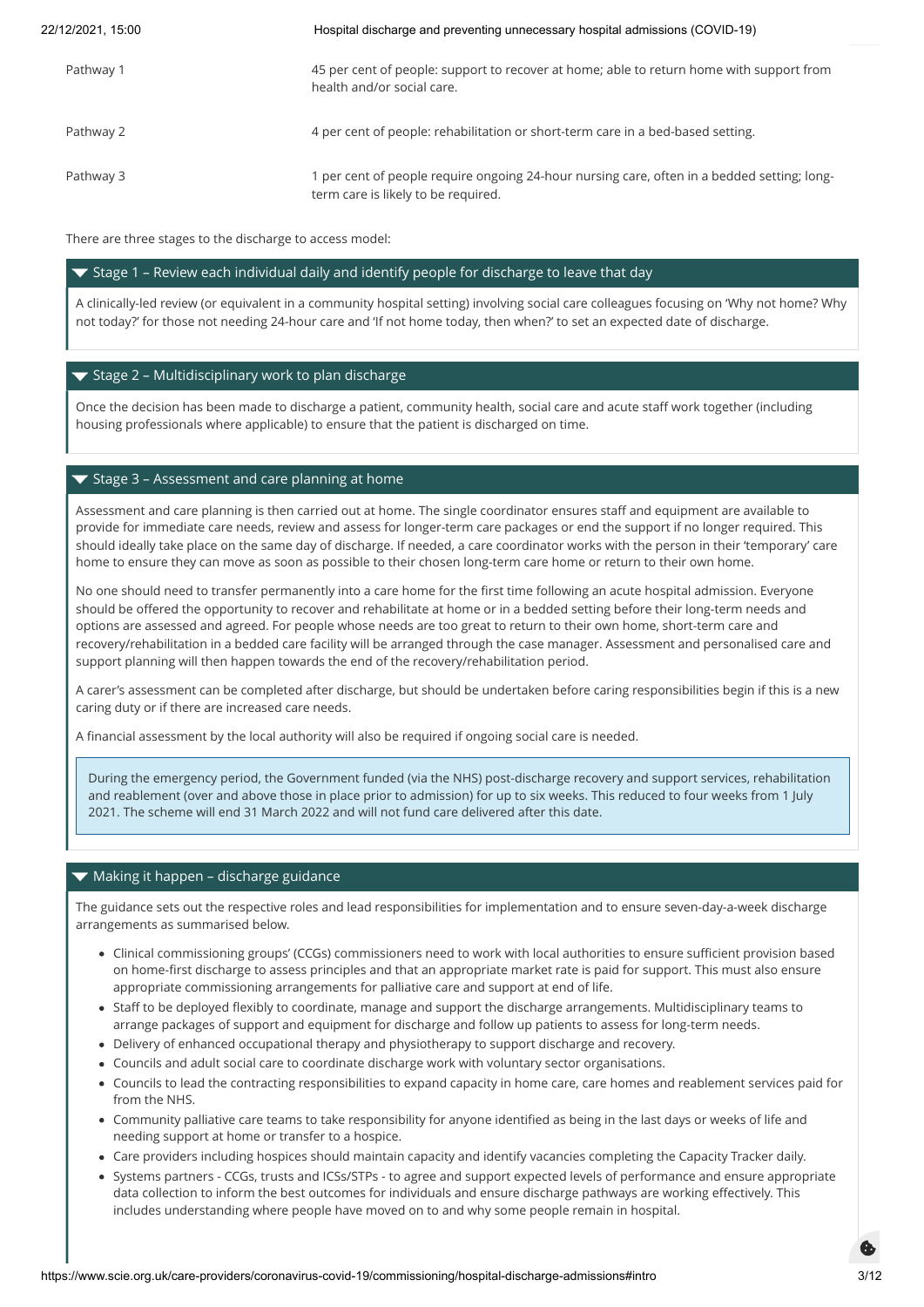| | |
|---|---|
| Pathway 1 | 45 per cent of people: support to recover at home; able to return home with support from health and/or social care. |
| Pathway 2 | 4 per cent of people: rehabilitation or short-term care in a bed-based setting. |
| Pathway 3 | 1 per cent of people require ongoing 24-hour nursing care, often in a bedded setting; long-term care is likely to be required. |

There are three stages to the discharge to access model:

### Stage 1 – Review each individual daily and identify people for discharge to leave that day

A clinically-led review (or equivalent in a community hospital setting) involving social care colleagues focusing on 'Why not home? Why not today?' for those not needing 24-hour care and 'If not home today, then when?' to set an expected date of discharge.

### Stage 2 – Multidisciplinary work to plan discharge

Once the decision has been made to discharge a patient, community health, social care and acute staff work together (including housing professionals where applicable) to ensure that the patient is discharged on time.

### Stage 3 – Assessment and care planning at home

Assessment and care planning is then carried out at home. The single coordinator ensures staff and equipment are available to provide for immediate care needs, review and assess for longer-term care packages or end the support if no longer required. This should ideally take place on the same day of discharge. If needed, a care coordinator works with the person in their 'temporary' care home to ensure they can move as soon as possible to their chosen long-term care home or return to their own home.

No one should need to transfer permanently into a care home for the first time following an acute hospital admission. Everyone should be offered the opportunity to recover and rehabilitate at home or in a bedded setting before their long-term needs and options are assessed and agreed. For people whose needs are too great to return to their own home, short-term care and recovery/rehabilitation in a bedded care facility will be arranged through the case manager. Assessment and personalised care and support planning will then happen towards the end of the recovery/rehabilitation period.

A carer's assessment can be completed after discharge, but should be undertaken before caring responsibilities begin if this is a new caring duty or if there are increased care needs.

A financial assessment by the local authority will also be required if ongoing social care is needed.

> During the emergency period, the Government funded (via the NHS) post-discharge recovery and support services, rehabilitation and reablement (over and above those in place prior to admission) for up to six weeks. This reduced to four weeks from 1 July 2021. The scheme will end 31 March 2022 and will not fund care delivered after this date.

### Making it happen – discharge guidance

The guidance sets out the respective roles and lead responsibilities for implementation and to ensure seven-day-a-week discharge arrangements as summarised below.

- Clinical commissioning groups' (CCGs) commissioners need to work with local authorities to ensure sufficient provision based on home-first discharge to assess principles and that an appropriate market rate is paid for support. This must also ensure appropriate commissioning arrangements for palliative care and support at end of life.
- Staff to be deployed flexibly to coordinate, manage and support the discharge arrangements. Multidisciplinary teams to arrange packages of support and equipment for discharge and follow up patients to assess for long-term needs.
- Delivery of enhanced occupational therapy and physiotherapy to support discharge and recovery.
- Councils and adult social care to coordinate discharge work with voluntary sector organisations.
- Councils to lead the contracting responsibilities to expand capacity in home care, care homes and reablement services paid for from the NHS.
- Community palliative care teams to take responsibility for anyone identified as being in the last days or weeks of life and needing support at home or transfer to a hospice.
- Care providers including hospices should maintain capacity and identify vacancies completing the Capacity Tracker daily.
- Systems partners - CCGs, trusts and ICSs/STPs - to agree and support expected levels of performance and ensure appropriate data collection to inform the best outcomes for individuals and ensure discharge pathways are working effectively. This includes understanding where people have moved on to and why some people remain in hospital.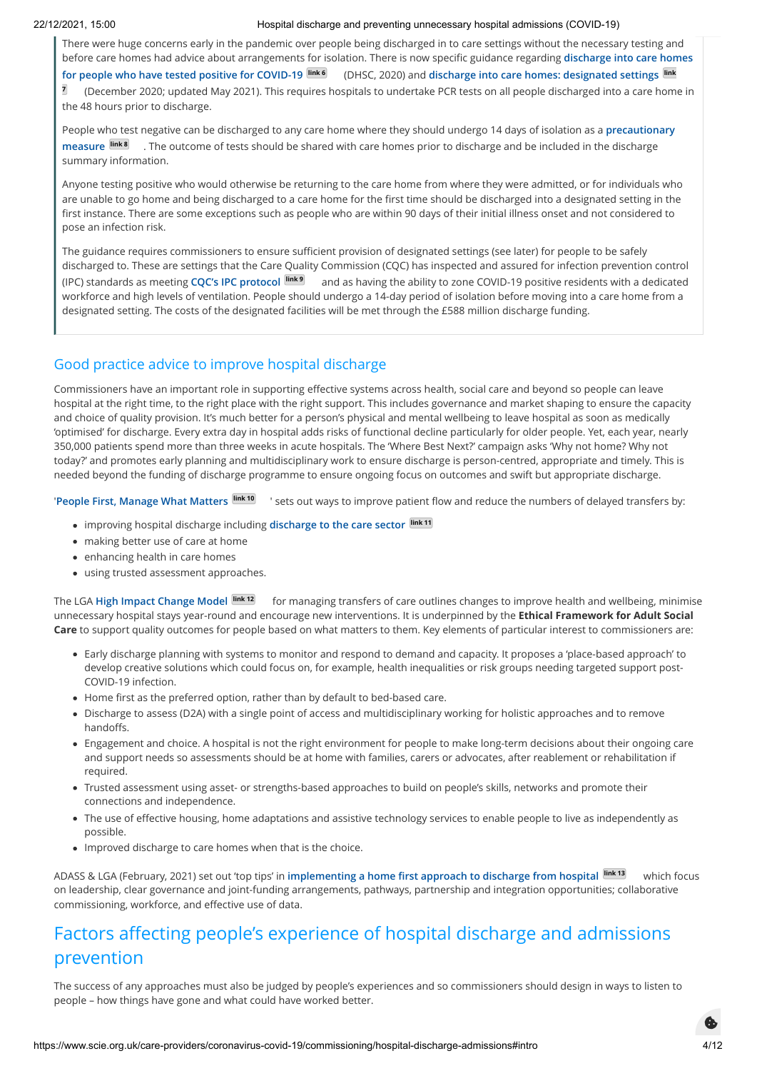There were huge concerns early in the pandemic over people being discharged in to care settings without the necessary testing and before care homes had advice about arrangements for isolation. There is now specific guidance regarding **discharge into care homes for people who have tested positive for COVID-19** [link 6] (DHSC, 2020) and **discharge into care homes: designated settings** [link 7] (December 2020; updated May 2021). This requires hospitals to undertake PCR tests on all people discharged into a care home in the 48 hours prior to discharge.

People who test negative can be discharged to any care home where they should undergo 14 days of isolation as a **precautionary measure** [link 8]. The outcome of tests should be shared with care homes prior to discharge and be included in the discharge summary information.

Anyone testing positive who would otherwise be returning to the care home from where they were admitted, or for individuals who are unable to go home and being discharged to a care home for the first time should be discharged into a designated setting in the first instance. There are some exceptions such as people who are within 90 days of their initial illness onset and not considered to pose an infection risk.

The guidance requires commissioners to ensure sufficient provision of designated settings (see later) for people to be safely discharged to. These are settings that the Care Quality Commission (CQC) has inspected and assured for infection prevention control (IPC) standards as meeting **CQC's IPC protocol** [link 9] and as having the ability to zone COVID-19 positive residents with a dedicated workforce and high levels of ventilation. People should undergo a 14-day period of isolation before moving into a care home from a designated setting. The costs of the designated facilities will be met through the £588 million discharge funding.

## Good practice advice to improve hospital discharge

Commissioners have an important role in supporting effective systems across health, social care and beyond so people can leave hospital at the right time, to the right place with the right support. This includes governance and market shaping to ensure the capacity and choice of quality provision. It's much better for a person's physical and mental wellbeing to leave hospital as soon as medically 'optimised' for discharge. Every extra day in hospital adds risks of functional decline particularly for older people. Yet, each year, nearly 350,000 patients spend more than three weeks in acute hospitals. The 'Where Best Next?' campaign asks 'Why not home? Why not today?' and promotes early planning and multidisciplinary work to ensure discharge is person-centred, appropriate and timely. This is needed beyond the funding of discharge programme to ensure ongoing focus on outcomes and swift but appropriate discharge.

'**People First, Manage What Matters** [link 10]' sets out ways to improve patient flow and reduce the numbers of delayed transfers by:

- improving hospital discharge including **discharge to the care sector** [link 11]
- making better use of care at home
- enhancing health in care homes
- using trusted assessment approaches.

The LGA **High Impact Change Model** [link 12] for managing transfers of care outlines changes to improve health and wellbeing, minimise unnecessary hospital stays year-round and encourage new interventions. It is underpinned by the **Ethical Framework for Adult Social Care** to support quality outcomes for people based on what matters to them. Key elements of particular interest to commissioners are:

- Early discharge planning with systems to monitor and respond to demand and capacity. It proposes a 'place-based approach' to develop creative solutions which could focus on, for example, health inequalities or risk groups needing targeted support post-COVID-19 infection.
- Home first as the preferred option, rather than by default to bed-based care.
- Discharge to assess (D2A) with a single point of access and multidisciplinary working for holistic approaches and to remove handoffs.
- Engagement and choice. A hospital is not the right environment for people to make long-term decisions about their ongoing care and support needs so assessments should be at home with families, carers or advocates, after reablement or rehabilitation if required.
- Trusted assessment using asset- or strengths-based approaches to build on people's skills, networks and promote their connections and independence.
- The use of effective housing, home adaptations and assistive technology services to enable people to live as independently as possible.
- Improved discharge to care homes when that is the choice.

ADASS & LGA (February, 2021) set out 'top tips' in **implementing a home first approach to discharge from hospital** [link 13] which focus on leadership, clear governance and joint-funding arrangements, pathways, partnership and integration opportunities; collaborative commissioning, workforce, and effective use of data.

## Factors affecting people's experience of hospital discharge and admissions prevention

The success of any approaches must also be judged by people's experiences and so commissioners should design in ways to listen to people – how things have gone and what could have worked better.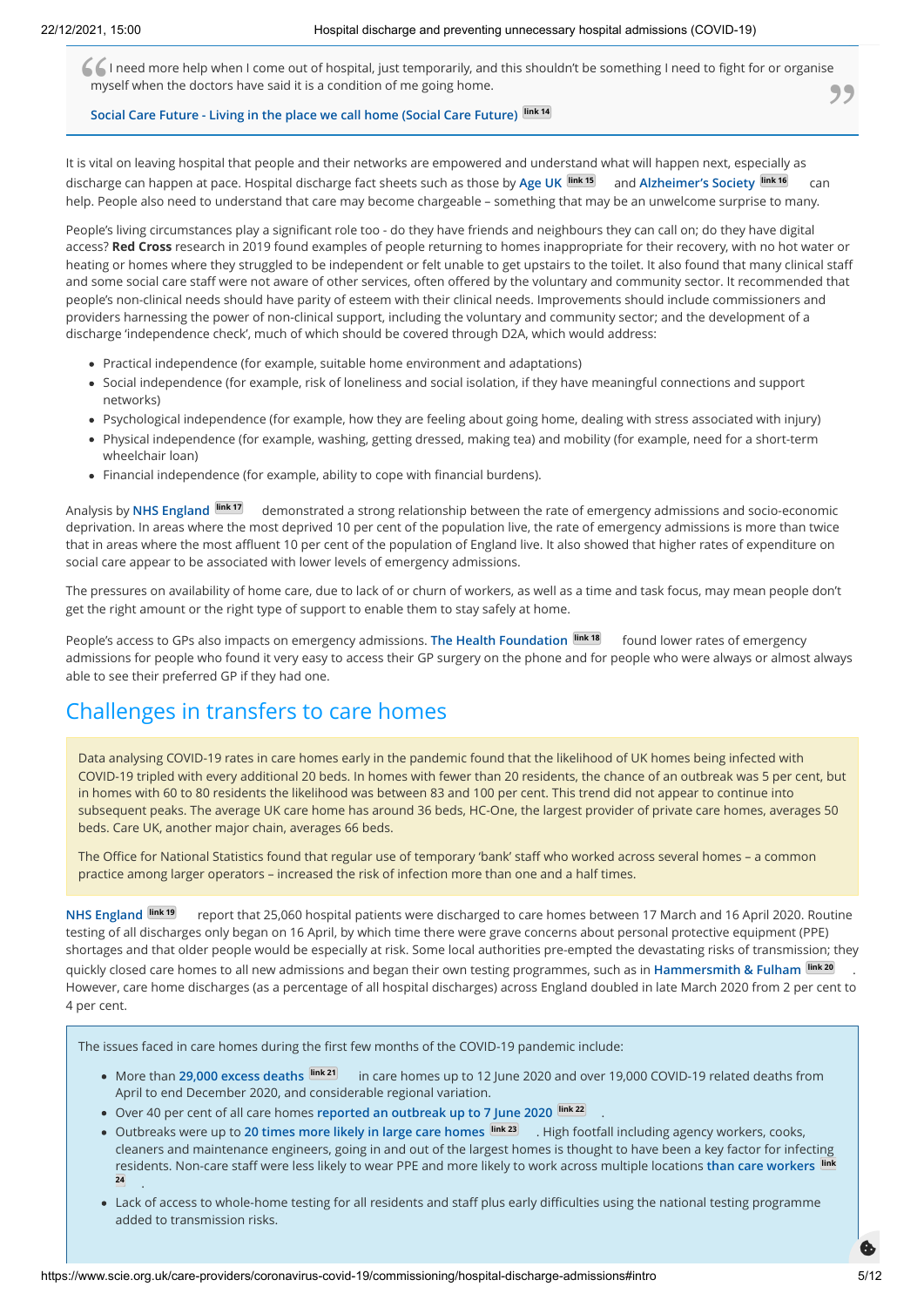> I need more help when I come out of hospital, just temporarily, and this shouldn't be something I need to fight for or organise myself when the doctors have said it is a condition of me going home.
>
> Social Care Future - Living in the place we call home (Social Care Future) [link 14]

It is vital on leaving hospital that people and their networks are empowered and understand what will happen next, especially as discharge can happen at pace. Hospital discharge fact sheets such as those by Age UK [link 15] and Alzheimer's Society [link 16] can help. People also need to understand that care may become chargeable – something that may be an unwelcome surprise to many.

People's living circumstances play a significant role too - do they have friends and neighbours they can call on; do they have digital access? **Red Cross** research in 2019 found examples of people returning to homes inappropriate for their recovery, with no hot water or heating or homes where they struggled to be independent or felt unable to get upstairs to the toilet. It also found that many clinical staff and some social care staff were not aware of other services, often offered by the voluntary and community sector. It recommended that people's non-clinical needs should have parity of esteem with their clinical needs. Improvements should include commissioners and providers harnessing the power of non-clinical support, including the voluntary and community sector; and the development of a discharge 'independence check', much of which should be covered through D2A, which would address:

- Practical independence (for example, suitable home environment and adaptations)
- Social independence (for example, risk of loneliness and social isolation, if they have meaningful connections and support networks)
- Psychological independence (for example, how they are feeling about going home, dealing with stress associated with injury)
- Physical independence (for example, washing, getting dressed, making tea) and mobility (for example, need for a short-term wheelchair loan)
- Financial independence (for example, ability to cope with financial burdens).

Analysis by NHS England [link 17] demonstrated a strong relationship between the rate of emergency admissions and socio-economic deprivation. In areas where the most deprived 10 per cent of the population live, the rate of emergency admissions is more than twice that in areas where the most affluent 10 per cent of the population of England live. It also showed that higher rates of expenditure on social care appear to be associated with lower levels of emergency admissions.

The pressures on availability of home care, due to lack of or churn of workers, as well as a time and task focus, may mean people don't get the right amount or the right type of support to enable them to stay safely at home.

People's access to GPs also impacts on emergency admissions. The Health Foundation [link 18] found lower rates of emergency admissions for people who found it very easy to access their GP surgery on the phone and for people who were always or almost always able to see their preferred GP if they had one.

## Challenges in transfers to care homes

Data analysing COVID-19 rates in care homes early in the pandemic found that the likelihood of UK homes being infected with COVID-19 tripled with every additional 20 beds. In homes with fewer than 20 residents, the chance of an outbreak was 5 per cent, but in homes with 60 to 80 residents the likelihood was between 83 and 100 per cent. This trend did not appear to continue into subsequent peaks. The average UK care home has around 36 beds, HC-One, the largest provider of private care homes, averages 50 beds. Care UK, another major chain, averages 66 beds.

The Office for National Statistics found that regular use of temporary 'bank' staff who worked across several homes – a common practice among larger operators – increased the risk of infection more than one and a half times.

NHS England [link 19] report that 25,060 hospital patients were discharged to care homes between 17 March and 16 April 2020. Routine testing of all discharges only began on 16 April, by which time there were grave concerns about personal protective equipment (PPE) shortages and that older people would be especially at risk. Some local authorities pre-empted the devastating risks of transmission; they quickly closed care homes to all new admissions and began their own testing programmes, such as in Hammersmith & Fulham [link 20]. However, care home discharges (as a percentage of all hospital discharges) across England doubled in late March 2020 from 2 per cent to 4 per cent.

The issues faced in care homes during the first few months of the COVID-19 pandemic include:

- More than 29,000 excess deaths [link 21] in care homes up to 12 June 2020 and over 19,000 COVID-19 related deaths from April to end December 2020, and considerable regional variation.
- Over 40 per cent of all care homes reported an outbreak up to 7 June 2020 [link 22].
- Outbreaks were up to 20 times more likely in large care homes [link 23]. High footfall including agency workers, cooks, cleaners and maintenance engineers, going in and out of the largest homes is thought to have been a key factor for infecting residents. Non-care staff were less likely to wear PPE and more likely to work across multiple locations than care workers [link 24].
- Lack of access to whole-home testing for all residents and staff plus early difficulties using the national testing programme added to transmission risks.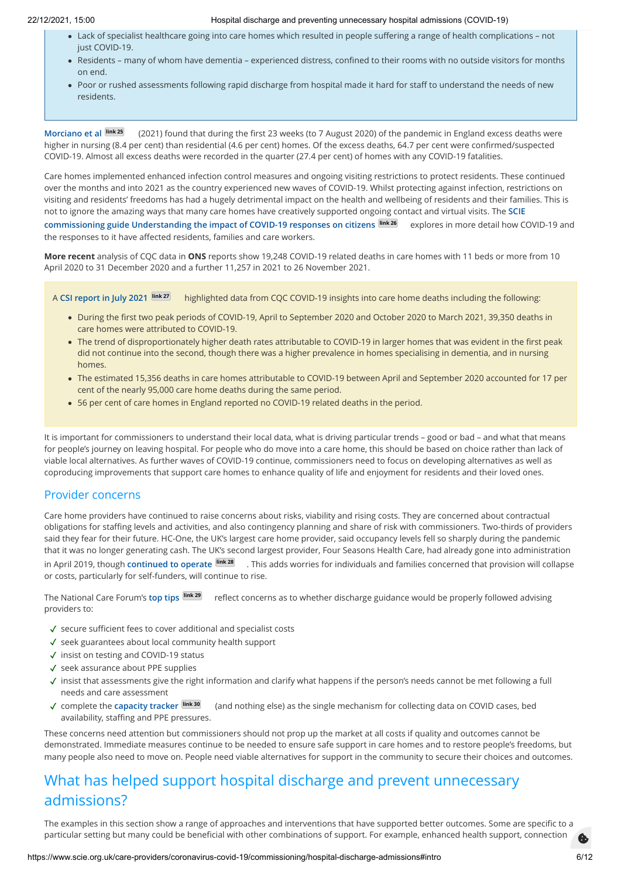- Lack of specialist healthcare going into care homes which resulted in people suffering a range of health complications – not just COVID-19.
- Residents – many of whom have dementia – experienced distress, confined to their rooms with no outside visitors for months on end.
- Poor or rushed assessments following rapid discharge from hospital made it hard for staff to understand the needs of new residents.

**Morciano et al** [link 25] (2021) found that during the first 23 weeks (to 7 August 2020) of the pandemic in England excess deaths were higher in nursing (8.4 per cent) than residential (4.6 per cent) homes. Of the excess deaths, 64.7 per cent were confirmed/suspected COVID-19. Almost all excess deaths were recorded in the quarter (27.4 per cent) of homes with any COVID-19 fatalities.

Care homes implemented enhanced infection control measures and ongoing visiting restrictions to protect residents. These continued over the months and into 2021 as the country experienced new waves of COVID-19. Whilst protecting against infection, restrictions on visiting and residents' freedoms has had a hugely detrimental impact on the health and wellbeing of residents and their families. This is not to ignore the amazing ways that many care homes have creatively supported ongoing contact and virtual visits. The **SCIE commissioning guide Understanding the impact of COVID-19 responses on citizens** [link 26] explores in more detail how COVID-19 and the responses to it have affected residents, families and care workers.

**More recent** analysis of CQC data in **ONS** reports show 19,248 COVID-19 related deaths in care homes with 11 beds or more from 10 April 2020 to 31 December 2020 and a further 11,257 in 2021 to 26 November 2021.

A **CSI report in July 2021** [link 27] highlighted data from CQC COVID-19 insights into care home deaths including the following:

- During the first two peak periods of COVID-19, April to September 2020 and October 2020 to March 2021, 39,350 deaths in care homes were attributed to COVID-19.
- The trend of disproportionately higher death rates attributable to COVID-19 in larger homes that was evident in the first peak did not continue into the second, though there was a higher prevalence in homes specialising in dementia, and in nursing homes.
- The estimated 15,356 deaths in care homes attributable to COVID-19 between April and September 2020 accounted for 17 per cent of the nearly 95,000 care home deaths during the same period.
- 56 per cent of care homes in England reported no COVID-19 related deaths in the period.

It is important for commissioners to understand their local data, what is driving particular trends – good or bad – and what that means for people's journey on leaving hospital. For people who do move into a care home, this should be based on choice rather than lack of viable local alternatives. As further waves of COVID-19 continue, commissioners need to focus on developing alternatives as well as coproducing improvements that support care homes to enhance quality of life and enjoyment for residents and their loved ones.

### Provider concerns

Care home providers have continued to raise concerns about risks, viability and rising costs. They are concerned about contractual obligations for staffing levels and activities, and also contingency planning and share of risk with commissioners. Two-thirds of providers said they fear for their future. HC-One, the UK's largest care home provider, said occupancy levels fell so sharply during the pandemic that it was no longer generating cash. The UK's second largest provider, Four Seasons Health Care, had already gone into administration in April 2019, though **continued to operate** [link 28]. This adds worries for individuals and families concerned that provision will collapse or costs, particularly for self-funders, will continue to rise.

The National Care Forum's **top tips** [link 29] reflect concerns as to whether discharge guidance would be properly followed advising providers to:

- ✓ secure sufficient fees to cover additional and specialist costs
- ✓ seek guarantees about local community health support
- ✓ insist on testing and COVID-19 status
- ✓ seek assurance about PPE supplies
- ✓ insist that assessments give the right information and clarify what happens if the person's needs cannot be met following a full needs and care assessment
- ✓ complete the **capacity tracker** [link 30] (and nothing else) as the single mechanism for collecting data on COVID cases, bed availability, staffing and PPE pressures.

These concerns need attention but commissioners should not prop up the market at all costs if quality and outcomes cannot be demonstrated. Immediate measures continue to be needed to ensure safe support in care homes and to restore people's freedoms, but many people also need to move on. People need viable alternatives for support in the community to secure their choices and outcomes.

## What has helped support hospital discharge and prevent unnecessary admissions?

The examples in this section show a range of approaches and interventions that have supported better outcomes. Some are specific to a particular setting but many could be beneficial with other combinations of support. For example, enhanced health support, connection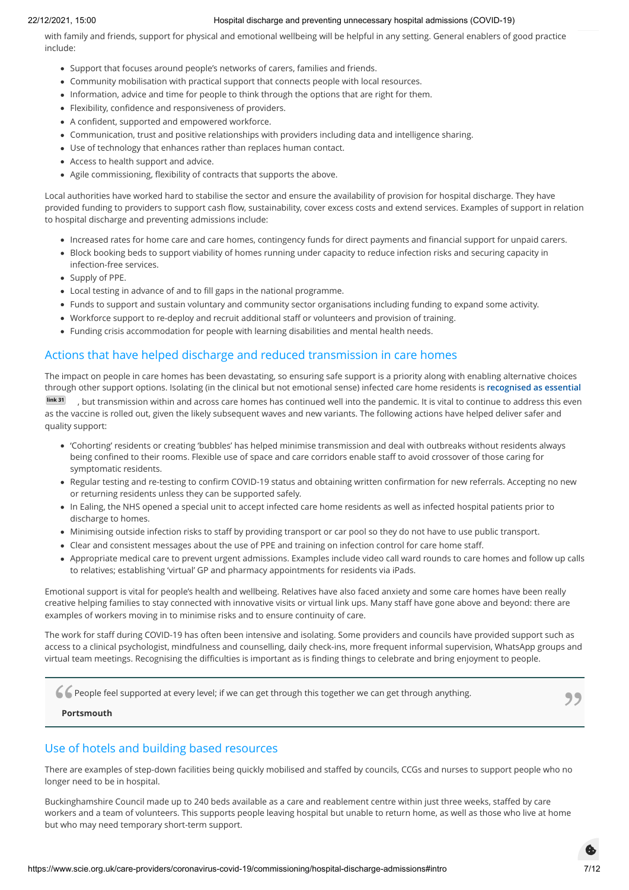with family and friends, support for physical and emotional wellbeing will be helpful in any setting. General enablers of good practice include:

- Support that focuses around people's networks of carers, families and friends.
- Community mobilisation with practical support that connects people with local resources.
- Information, advice and time for people to think through the options that are right for them.
- Flexibility, confidence and responsiveness of providers.
- A confident, supported and empowered workforce.
- Communication, trust and positive relationships with providers including data and intelligence sharing.
- Use of technology that enhances rather than replaces human contact.
- Access to health support and advice.
- Agile commissioning, flexibility of contracts that supports the above.

Local authorities have worked hard to stabilise the sector and ensure the availability of provision for hospital discharge. They have provided funding to providers to support cash flow, sustainability, cover excess costs and extend services. Examples of support in relation to hospital discharge and preventing admissions include:

- Increased rates for home care and care homes, contingency funds for direct payments and financial support for unpaid carers.
- Block booking beds to support viability of homes running under capacity to reduce infection risks and securing capacity in infection-free services.
- Supply of PPE.
- Local testing in advance of and to fill gaps in the national programme.
- Funds to support and sustain voluntary and community sector organisations including funding to expand some activity.
- Workforce support to re-deploy and recruit additional staff or volunteers and provision of training.
- Funding crisis accommodation for people with learning disabilities and mental health needs.

## Actions that have helped discharge and reduced transmission in care homes

The impact on people in care homes has been devastating, so ensuring safe support is a priority along with enabling alternative choices through other support options. Isolating (in the clinical but not emotional sense) infected care home residents is **recognised as essential** link 31, but transmission within and across care homes has continued well into the pandemic. It is vital to continue to address this even as the vaccine is rolled out, given the likely subsequent waves and new variants. The following actions have helped deliver safer and quality support:

- 'Cohorting' residents or creating 'bubbles' has helped minimise transmission and deal with outbreaks without residents always being confined to their rooms. Flexible use of space and care corridors enable staff to avoid crossover of those caring for symptomatic residents.
- Regular testing and re-testing to confirm COVID-19 status and obtaining written confirmation for new referrals. Accepting no new or returning residents unless they can be supported safely.
- In Ealing, the NHS opened a special unit to accept infected care home residents as well as infected hospital patients prior to discharge to homes.
- Minimising outside infection risks to staff by providing transport or car pool so they do not have to use public transport.
- Clear and consistent messages about the use of PPE and training on infection control for care home staff.
- Appropriate medical care to prevent urgent admissions. Examples include video call ward rounds to care homes and follow up calls to relatives; establishing 'virtual' GP and pharmacy appointments for residents via iPads.

Emotional support is vital for people's health and wellbeing. Relatives have also faced anxiety and some care homes have been really creative helping families to stay connected with innovative visits or virtual link ups. Many staff have gone above and beyond: there are examples of workers moving in to minimise risks and to ensure continuity of care.

The work for staff during COVID-19 has often been intensive and isolating. Some providers and councils have provided support such as access to a clinical psychologist, mindfulness and counselling, daily check-ins, more frequent informal supervision, WhatsApp groups and virtual team meetings. Recognising the difficulties is important as is finding things to celebrate and bring enjoyment to people.

> People feel supported at every level; if we can get through this together we can get through anything.
>
> **Portsmouth**

## Use of hotels and building based resources

There are examples of step-down facilities being quickly mobilised and staffed by councils, CCGs and nurses to support people who no longer need to be in hospital.

Buckinghamshire Council made up to 240 beds available as a care and reablement centre within just three weeks, staffed by care workers and a team of volunteers. This supports people leaving hospital but unable to return home, as well as those who live at home but who may need temporary short-term support.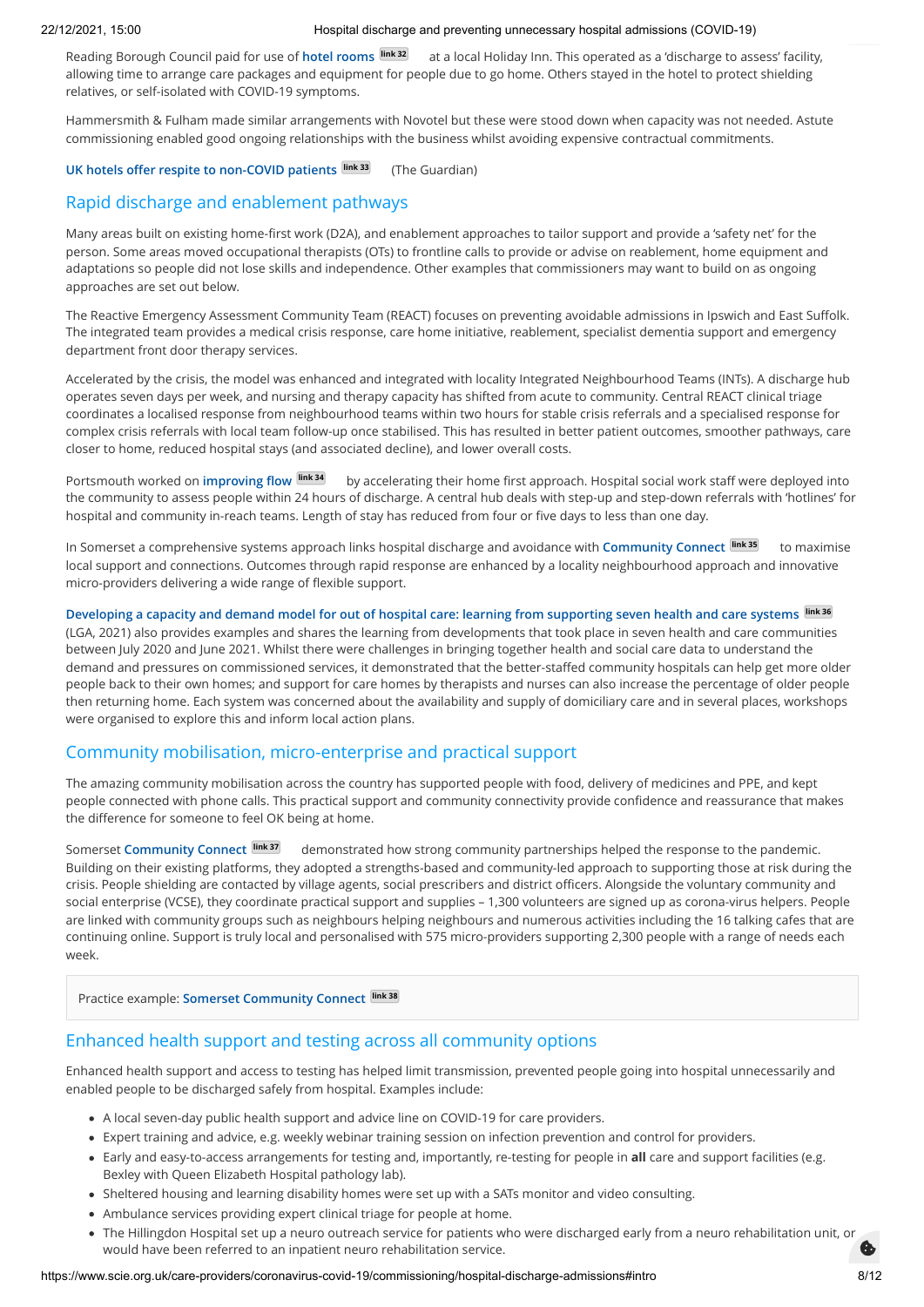Reading Borough Council paid for use of **hotel rooms** [link 32] at a local Holiday Inn. This operated as a 'discharge to assess' facility, allowing time to arrange care packages and equipment for people due to go home. Others stayed in the hotel to protect shielding relatives, or self-isolated with COVID-19 symptoms.

Hammersmith & Fulham made similar arrangements with Novotel but these were stood down when capacity was not needed. Astute commissioning enabled good ongoing relationships with the business whilst avoiding expensive contractual commitments.

**UK hotels offer respite to non-COVID patients** [link 33] (The Guardian)

## Rapid discharge and enablement pathways

Many areas built on existing home-first work (D2A), and enablement approaches to tailor support and provide a 'safety net' for the person. Some areas moved occupational therapists (OTs) to frontline calls to provide or advise on reablement, home equipment and adaptations so people did not lose skills and independence. Other examples that commissioners may want to build on as ongoing approaches are set out below.

The Reactive Emergency Assessment Community Team (REACT) focuses on preventing avoidable admissions in Ipswich and East Suffolk. The integrated team provides a medical crisis response, care home initiative, reablement, specialist dementia support and emergency department front door therapy services.

Accelerated by the crisis, the model was enhanced and integrated with locality Integrated Neighbourhood Teams (INTs). A discharge hub operates seven days per week, and nursing and therapy capacity has shifted from acute to community. Central REACT clinical triage coordinates a localised response from neighbourhood teams within two hours for stable crisis referrals and a specialised response for complex crisis referrals with local team follow-up once stabilised. This has resulted in better patient outcomes, smoother pathways, care closer to home, reduced hospital stays (and associated decline), and lower overall costs.

Portsmouth worked on **improving flow** [link 34] by accelerating their home first approach. Hospital social work staff were deployed into the community to assess people within 24 hours of discharge. A central hub deals with step-up and step-down referrals with 'hotlines' for hospital and community in-reach teams. Length of stay has reduced from four or five days to less than one day.

In Somerset a comprehensive systems approach links hospital discharge and avoidance with **Community Connect** [link 35] to maximise local support and connections. Outcomes through rapid response are enhanced by a locality neighbourhood approach and innovative micro-providers delivering a wide range of flexible support.

**Developing a capacity and demand model for out of hospital care: learning from supporting seven health and care systems** [link 36] (LGA, 2021) also provides examples and shares the learning from developments that took place in seven health and care communities between July 2020 and June 2021. Whilst there were challenges in bringing together health and social care data to understand the demand and pressures on commissioned services, it demonstrated that the better-staffed community hospitals can help get more older people back to their own homes; and support for care homes by therapists and nurses can also increase the percentage of older people then returning home. Each system was concerned about the availability and supply of domiciliary care and in several places, workshops were organised to explore this and inform local action plans.

## Community mobilisation, micro-enterprise and practical support

The amazing community mobilisation across the country has supported people with food, delivery of medicines and PPE, and kept people connected with phone calls. This practical support and community connectivity provide confidence and reassurance that makes the difference for someone to feel OK being at home.

Somerset **Community Connect** [link 37] demonstrated how strong community partnerships helped the response to the pandemic. Building on their existing platforms, they adopted a strengths-based and community-led approach to supporting those at risk during the crisis. People shielding are contacted by village agents, social prescribers and district officers. Alongside the voluntary community and social enterprise (VCSE), they coordinate practical support and supplies – 1,300 volunteers are signed up as corona-virus helpers. People are linked with community groups such as neighbours helping neighbours and numerous activities including the 16 talking cafes that are continuing online. Support is truly local and personalised with 575 micro-providers supporting 2,300 people with a range of needs each week.

Practice example: **Somerset Community Connect** [link 38]

## Enhanced health support and testing across all community options

Enhanced health support and access to testing has helped limit transmission, prevented people going into hospital unnecessarily and enabled people to be discharged safely from hospital. Examples include:

- A local seven-day public health support and advice line on COVID-19 for care providers.
- Expert training and advice, e.g. weekly webinar training session on infection prevention and control for providers.
- Early and easy-to-access arrangements for testing and, importantly, re-testing for people in **all** care and support facilities (e.g. Bexley with Queen Elizabeth Hospital pathology lab).
- Sheltered housing and learning disability homes were set up with a SATs monitor and video consulting.
- Ambulance services providing expert clinical triage for people at home.
- The Hillingdon Hospital set up a neuro outreach service for patients who were discharged early from a neuro rehabilitation unit, or would have been referred to an inpatient neuro rehabilitation service.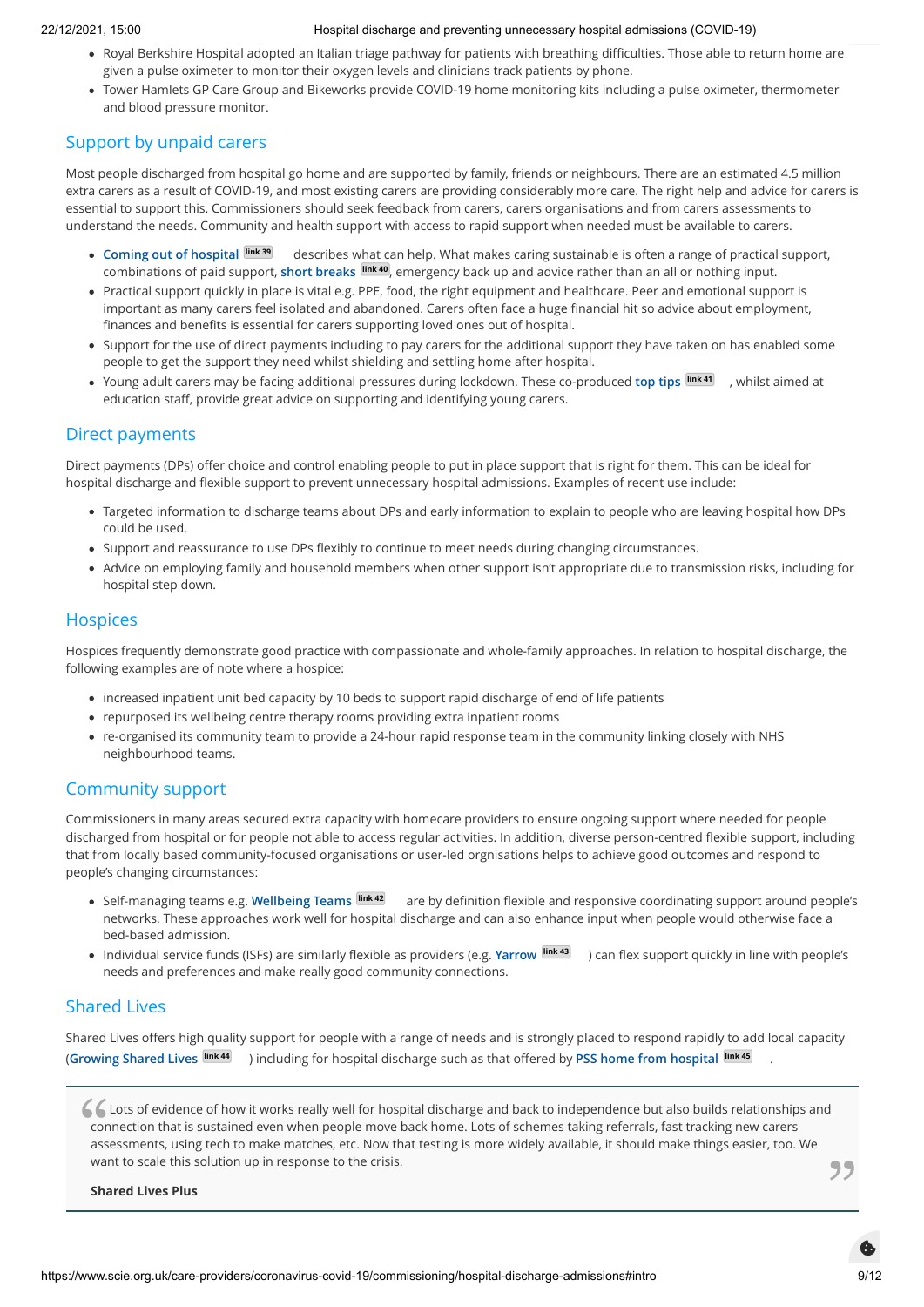- Royal Berkshire Hospital adopted an Italian triage pathway for patients with breathing difficulties. Those able to return home are given a pulse oximeter to monitor their oxygen levels and clinicians track patients by phone.
- Tower Hamlets GP Care Group and Bikeworks provide COVID-19 home monitoring kits including a pulse oximeter, thermometer and blood pressure monitor.

## Support by unpaid carers

Most people discharged from hospital go home and are supported by family, friends or neighbours. There are an estimated 4.5 million extra carers as a result of COVID-19, and most existing carers are providing considerably more care. The right help and advice for carers is essential to support this. Commissioners should seek feedback from carers, carers organisations and from carers assessments to understand the needs. Community and health support with access to rapid support when needed must be available to carers.

- **Coming out of hospital** link 39 describes what can help. What makes caring sustainable is often a range of practical support, combinations of paid support, **short breaks** link 40, emergency back up and advice rather than an all or nothing input.
- Practical support quickly in place is vital e.g. PPE, food, the right equipment and healthcare. Peer and emotional support is important as many carers feel isolated and abandoned. Carers often face a huge financial hit so advice about employment, finances and benefits is essential for carers supporting loved ones out of hospital.
- Support for the use of direct payments including to pay carers for the additional support they have taken on has enabled some people to get the support they need whilst shielding and settling home after hospital.
- Young adult carers may be facing additional pressures during lockdown. These co-produced **top tips** link 41, whilst aimed at education staff, provide great advice on supporting and identifying young carers.

## Direct payments

Direct payments (DPs) offer choice and control enabling people to put in place support that is right for them. This can be ideal for hospital discharge and flexible support to prevent unnecessary hospital admissions. Examples of recent use include:

- Targeted information to discharge teams about DPs and early information to explain to people who are leaving hospital how DPs could be used.
- Support and reassurance to use DPs flexibly to continue to meet needs during changing circumstances.
- Advice on employing family and household members when other support isn't appropriate due to transmission risks, including for hospital step down.

## Hospices

Hospices frequently demonstrate good practice with compassionate and whole-family approaches. In relation to hospital discharge, the following examples are of note where a hospice:

- increased inpatient unit bed capacity by 10 beds to support rapid discharge of end of life patients
- repurposed its wellbeing centre therapy rooms providing extra inpatient rooms
- re-organised its community team to provide a 24-hour rapid response team in the community linking closely with NHS neighbourhood teams.

## Community support

Commissioners in many areas secured extra capacity with homecare providers to ensure ongoing support where needed for people discharged from hospital or for people not able to access regular activities. In addition, diverse person-centred flexible support, including that from locally based community-focused organisations or user-led orgnisations helps to achieve good outcomes and respond to people's changing circumstances:

- Self-managing teams e.g. **Wellbeing Teams** link 42 are by definition flexible and responsive coordinating support around people's networks. These approaches work well for hospital discharge and can also enhance input when people would otherwise face a bed-based admission.
- Individual service funds (ISFs) are similarly flexible as providers (e.g. **Yarrow** link 43) can flex support quickly in line with people's needs and preferences and make really good community connections.

## Shared Lives

Shared Lives offers high quality support for people with a range of needs and is strongly placed to respond rapidly to add local capacity (**Growing Shared Lives** link 44) including for hospital discharge such as that offered by **PSS home from hospital** link 45.

> Lots of evidence of how it works really well for hospital discharge and back to independence but also builds relationships and connection that is sustained even when people move back home. Lots of schemes taking referrals, fast tracking new carers assessments, using tech to make matches, etc. Now that testing is more widely available, it should make things easier, too. We want to scale this solution up in response to the crisis.
>
> **Shared Lives Plus**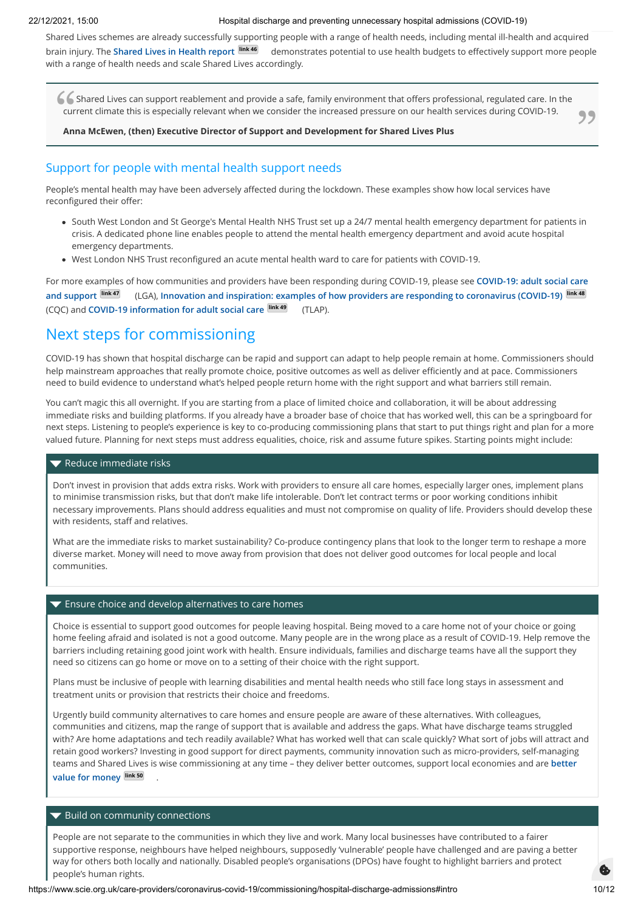Shared Lives schemes are already successfully supporting people with a range of health needs, including mental ill-health and acquired brain injury. The **Shared Lives in Health report** [link 46] demonstrates potential to use health budgets to effectively support more people with a range of health needs and scale Shared Lives accordingly.

> Shared Lives can support reablement and provide a safe, family environment that offers professional, regulated care. In the current climate this is especially relevant when we consider the increased pressure on our health services during COVID-19.
>
> **Anna McEwen, (then) Executive Director of Support and Development for Shared Lives Plus**

## Support for people with mental health support needs

People's mental health may have been adversely affected during the lockdown. These examples show how local services have reconfigured their offer:

- South West London and St George's Mental Health NHS Trust set up a 24/7 mental health emergency department for patients in crisis. A dedicated phone line enables people to attend the mental health emergency department and avoid acute hospital emergency departments.
- West London NHS Trust reconfigured an acute mental health ward to care for patients with COVID-19.

For more examples of how communities and providers have been responding during COVID-19, please see **COVID-19: adult social care and support** [link 47] (LGA), **Innovation and inspiration: examples of how providers are responding to coronavirus (COVID-19)** [link 48] (CQC) and **COVID-19 information for adult social care** [link 49] (TLAP).

# Next steps for commissioning

COVID-19 has shown that hospital discharge can be rapid and support can adapt to help people remain at home. Commissioners should help mainstream approaches that really promote choice, positive outcomes as well as deliver efficiently and at pace. Commissioners need to build evidence to understand what's helped people return home with the right support and what barriers still remain.

You can't magic this all overnight. If you are starting from a place of limited choice and collaboration, it will be about addressing immediate risks and building platforms. If you already have a broader base of choice that has worked well, this can be a springboard for next steps. Listening to people's experience is key to co-producing commissioning plans that start to put things right and plan for a more valued future. Planning for next steps must address equalities, choice, risk and assume future spikes. Starting points might include:

### Reduce immediate risks

Don't invest in provision that adds extra risks. Work with providers to ensure all care homes, especially larger ones, implement plans to minimise transmission risks, but that don't make life intolerable. Don't let contract terms or poor working conditions inhibit necessary improvements. Plans should address equalities and must not compromise on quality of life. Providers should develop these with residents, staff and relatives.

What are the immediate risks to market sustainability? Co-produce contingency plans that look to the longer term to reshape a more diverse market. Money will need to move away from provision that does not deliver good outcomes for local people and local communities.

### Ensure choice and develop alternatives to care homes

Choice is essential to support good outcomes for people leaving hospital. Being moved to a care home not of your choice or going home feeling afraid and isolated is not a good outcome. Many people are in the wrong place as a result of COVID-19. Help remove the barriers including retaining good joint work with health. Ensure individuals, families and discharge teams have all the support they need so citizens can go home or move on to a setting of their choice with the right support.

Plans must be inclusive of people with learning disabilities and mental health needs who still face long stays in assessment and treatment units or provision that restricts their choice and freedoms.

Urgently build community alternatives to care homes and ensure people are aware of these alternatives. With colleagues, communities and citizens, map the range of support that is available and address the gaps. What have discharge teams struggled with? Are home adaptations and tech readily available? What has worked well that can scale quickly? What sort of jobs will attract and retain good workers? Investing in good support for direct payments, community innovation such as micro-providers, self-managing teams and Shared Lives is wise commissioning at any time – they deliver better outcomes, support local economies and are **better value for money** [link 50].

### Build on community connections

People are not separate to the communities in which they live and work. Many local businesses have contributed to a fairer supportive response, neighbours have helped neighbours, supposedly 'vulnerable' people have challenged and are paving a better way for others both locally and nationally. Disabled people's organisations (DPOs) have fought to highlight barriers and protect people's human rights.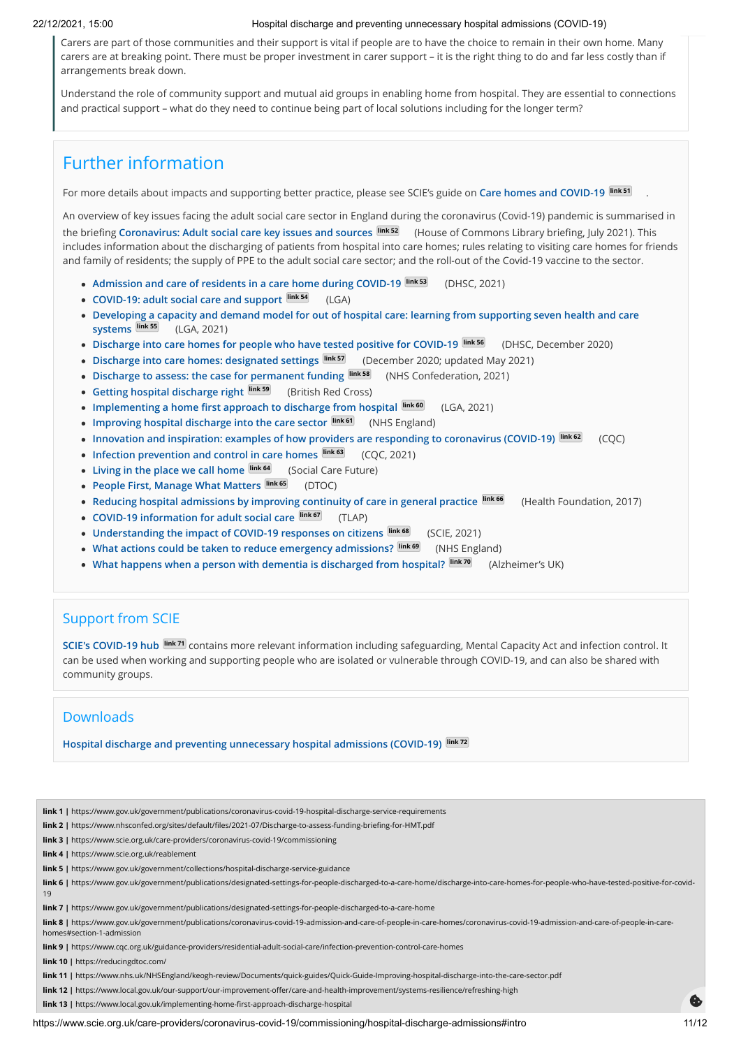Carers are part of those communities and their support is vital if people are to have the choice to remain in their own home. Many carers are at breaking point. There must be proper investment in carer support – it is the right thing to do and far less costly than if arrangements break down.

Understand the role of community support and mutual aid groups in enabling home from hospital. They are essential to connections and practical support – what do they need to continue being part of local solutions including for the longer term?

## Further information

For more details about impacts and supporting better practice, please see SCIE's guide on **Care homes and COVID-19** link 51 .

An overview of key issues facing the adult social care sector in England during the coronavirus (Covid-19) pandemic is summarised in the briefing **Coronavirus: Adult social care key issues and sources** link 52 (House of Commons Library briefing, July 2021). This includes information about the discharging of patients from hospital into care homes; rules relating to visiting care homes for friends and family of residents; the supply of PPE to the adult social care sector; and the roll-out of the Covid-19 vaccine to the sector.

- **Admission and care of residents in a care home during COVID-19** link 53 (DHSC, 2021)
- **COVID-19: adult social care and support** link 54 (LGA)
- **Developing a capacity and demand model for out of hospital care: learning from supporting seven health and care systems** link 55 (LGA, 2021)
- **Discharge into care homes for people who have tested positive for COVID-19** link 56 (DHSC, December 2020)
- **Discharge into care homes: designated settings** link 57 (December 2020; updated May 2021)
- **Discharge to assess: the case for permanent funding** link 58 (NHS Confederation, 2021)
- **Getting hospital discharge right** link 59 (British Red Cross)
- **Implementing a home first approach to discharge from hospital** link 60 (LGA, 2021)
- **Improving hospital discharge into the care sector** link 61 (NHS England)
- **Innovation and inspiration: examples of how providers are responding to coronavirus (COVID-19)** link 62 (CQC)
- **Infection prevention and control in care homes** link 63 (CQC, 2021)
- **Living in the place we call home** link 64 (Social Care Future)
- **People First, Manage What Matters** link 65 (DTOC)
- **Reducing hospital admissions by improving continuity of care in general practice** link 66 (Health Foundation, 2017)
- **COVID-19 information for adult social care** link 67 (TLAP)
- **Understanding the impact of COVID-19 responses on citizens** link 68 (SCIE, 2021)
- **What actions could be taken to reduce emergency admissions?** link 69 (NHS England)
- **What happens when a person with dementia is discharged from hospital?** link 70 (Alzheimer's UK)

## Support from SCIE

**SCIE's COVID-19 hub** link 71 contains more relevant information including safeguarding, Mental Capacity Act and infection control. It can be used when working and supporting people who are isolated or vulnerable through COVID-19, and can also be shared with community groups.

## Downloads

**Hospital discharge and preventing unnecessary hospital admissions (COVID-19)** link 72

**link 1 |** https://www.gov.uk/government/publications/coronavirus-covid-19-hospital-discharge-service-requirements

**link 2 |** https://www.nhsconfed.org/sites/default/files/2021-07/Discharge-to-assess-funding-briefing-for-HMT.pdf

**link 3 |** https://www.scie.org.uk/care-providers/coronavirus-covid-19/commissioning

**link 4 |** https://www.scie.org.uk/reablement

**link 5 |** https://www.gov.uk/government/collections/hospital-discharge-service-guidance

**link 6 |** https://www.gov.uk/government/publications/designated-settings-for-people-discharged-to-a-care-home/discharge-into-care-homes-for-people-who-have-tested-positive-for-covid-19

**link 7 |** https://www.gov.uk/government/publications/designated-settings-for-people-discharged-to-a-care-home

**link 8 |** https://www.gov.uk/government/publications/coronavirus-covid-19-admission-and-care-of-people-in-care-homes/coronavirus-covid-19-admission-and-care-of-people-in-care-homes#section-1-admission

**link 9 |** https://www.cqc.org.uk/guidance-providers/residential-adult-social-care/infection-prevention-control-care-homes

**link 10 |** https://reducingdtoc.com/

**link 11 |** https://www.nhs.uk/NHSEngland/keogh-review/Documents/quick-guides/Quick-Guide-Improving-hospital-discharge-into-the-care-sector.pdf

**link 12 |** https://www.local.gov.uk/our-support/our-improvement-offer/care-and-health-improvement/systems-resilience/refreshing-high

**link 13 |** https://www.local.gov.uk/implementing-home-first-approach-discharge-hospital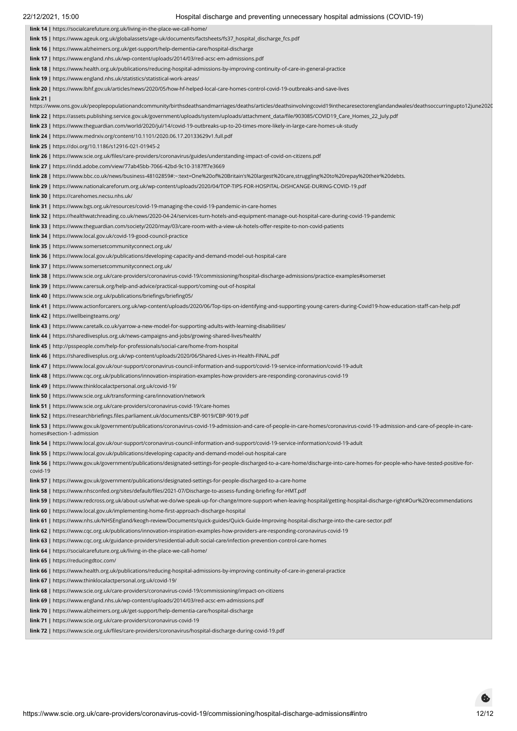**link 14 |** https://socialcarefuture.org.uk/living-in-the-place-we-call-home/

**link 15 |** https://www.ageuk.org.uk/globalassets/age-uk/documents/factsheets/fs37_hospital_discharge_fcs.pdf

**link 16 |** https://www.alzheimers.org.uk/get-support/help-dementia-care/hospital-discharge

**link 17 |** https://www.england.nhs.uk/wp-content/uploads/2014/03/red-acsc-em-admissions.pdf

**link 18 |** https://www.health.org.uk/publications/reducing-hospital-admissions-by-improving-continuity-of-care-in-general-practice

**link 19 |** https://www.england.nhs.uk/statistics/statistical-work-areas/

**link 20 |** https://www.lbhf.gov.uk/articles/news/2020/05/how-hf-helped-local-care-homes-control-covid-19-outbreaks-and-save-lives

**link 21 |** https://www.ons.gov.uk/peoplepopulationandcommunity/birthsdeathsandmarriages/deaths/articles/deathsinvolvingcovid19inthecaresectorenglandandwales/deathsoccurringupto12june2020

**link 22 |** https://assets.publishing.service.gov.uk/government/uploads/system/uploads/attachment_data/file/903085/COVID19_Care_Homes_22_July.pdf

**link 23 |** https://www.theguardian.com/world/2020/jul/14/covid-19-outbreaks-up-to-20-times-more-likely-in-large-care-homes-uk-study

**link 24 |** https://www.medrxiv.org/content/10.1101/2020.06.17.20133629v1.full.pdf

**link 25 |** https://doi.org/10.1186/s12916-021-01945-2

**link 26 |** https://www.scie.org.uk/files/care-providers/coronavirus/guides/understanding-impact-of-covid-on-citizens.pdf

**link 27 |** https://indd.adobe.com/view/77ab45bb-7066-42bd-9c10-3187ff7e3669

**link 28 |** https://www.bbc.co.uk/news/business-48102859#:~:text=One%20of%20Britain's%20largest%20care,struggling%20to%20repay%20their%20debts.

**link 29 |** https://www.nationalcareforum.org.uk/wp-content/uploads/2020/04/TOP-TIPS-FOR-HOSPITAL-DISHCANGE-DURING-COVID-19.pdf

**link 30 |** https://carehomes.necsu.nhs.uk/

**link 31 |** https://www.bgs.org.uk/resources/covid-19-managing-the-covid-19-pandemic-in-care-homes

**link 32 |** https://healthwatchreading.co.uk/news/2020-04-24/services-turn-hotels-and-equipment-manage-out-hospital-care-during-covid-19-pandemic

**link 33 |** https://www.theguardian.com/society/2020/may/03/care-room-with-a-view-uk-hotels-offer-respite-to-non-covid-patients

**link 34 |** https://www.local.gov.uk/covid-19-good-council-practice

**link 35 |** https://www.somersetcommunityconnect.org.uk/

**link 36 |** https://www.local.gov.uk/publications/developing-capacity-and-demand-model-out-hospital-care

**link 37 |** https://www.somersetcommunityconnect.org.uk/

**link 38 |** https://www.scie.org.uk/care-providers/coronavirus-covid-19/commissioning/hospital-discharge-admissions/practice-examples#somerset

**link 39 |** https://www.carersuk.org/help-and-advice/practical-support/coming-out-of-hospital

**link 40 |** https://www.scie.org.uk/publications/briefings/briefing05/

**link 41 |** https://www.actionforcarers.org.uk/wp-content/uploads/2020/06/Top-tips-on-identifying-and-supporting-young-carers-during-Covid19-how-education-staff-can-help.pdf

**link 42 |** https://wellbeingteams.org/

**link 43 |** https://www.caretalk.co.uk/yarrow-a-new-model-for-supporting-adults-with-learning-disabilities/

**link 44 |** https://sharedlivesplus.org.uk/news-campaigns-and-jobs/growing-shared-lives/health/

**link 45 |** http://psspeople.com/help-for-professionals/social-care/home-from-hospital

**link 46 |** https://sharedlivesplus.org.uk/wp-content/uploads/2020/06/Shared-Lives-in-Health-FINAL.pdf

**link 47 |** https://www.local.gov.uk/our-support/coronavirus-council-information-and-support/covid-19-service-information/covid-19-adult

**link 48 |** https://www.cqc.org.uk/publications/innovation-inspiration-examples-how-providers-are-responding-coronavirus-covid-19

**link 49 |** https://www.thinklocalactpersonal.org.uk/covid-19/

**link 50 |** https://www.scie.org.uk/transforming-care/innovation/network

**link 51 |** https://www.scie.org.uk/care-providers/coronavirus-covid-19/care-homes

**link 52 |** https://researchbriefings.files.parliament.uk/documents/CBP-9019/CBP-9019.pdf

**link 53 |** https://www.gov.uk/government/publications/coronavirus-covid-19-admission-and-care-of-people-in-care-homes/coronavirus-covid-19-admission-and-care-of-people-in-care-homes#section-1-admission

**link 54 |** https://www.local.gov.uk/our-support/coronavirus-council-information-and-support/covid-19-service-information/covid-19-adult

**link 55 |** https://www.local.gov.uk/publications/developing-capacity-and-demand-model-out-hospital-care

**link 56 |** https://www.gov.uk/government/publications/designated-settings-for-people-discharged-to-a-care-home/discharge-into-care-homes-for-people-who-have-tested-positive-for-covid-19

**link 57 |** https://www.gov.uk/government/publications/designated-settings-for-people-discharged-to-a-care-home

**link 58 |** https://www.nhsconfed.org/sites/default/files/2021-07/Discharge-to-assess-funding-briefing-for-HMT.pdf

**link 59 |** https://www.redcross.org.uk/about-us/what-we-do/we-speak-up-for-change/more-support-when-leaving-hospital/getting-hospital-discharge-right#Our%20recommendations

**link 60 |** https://www.local.gov.uk/implementing-home-first-approach-discharge-hospital

**link 61 |** https://www.nhs.uk/NHSEngland/keogh-review/Documents/quick-guides/Quick-Guide-Improving-hospital-discharge-into-the-care-sector.pdf

**link 62 |** https://www.cqc.org.uk/publications/innovation-inspiration-examples-how-providers-are-responding-coronavirus-covid-19

**link 63 |** https://www.cqc.org.uk/guidance-providers/residential-adult-social-care/infection-prevention-control-care-homes

**link 64 |** https://socialcarefuture.org.uk/living-in-the-place-we-call-home/

**link 65 |** https://reducingdtoc.com/

**link 66 |** https://www.health.org.uk/publications/reducing-hospital-admissions-by-improving-continuity-of-care-in-general-practice

**link 67 |** https://www.thinklocalactpersonal.org.uk/covid-19/

**link 68 |** https://www.scie.org.uk/care-providers/coronavirus-covid-19/commissioning/impact-on-citizens

**link 69 |** https://www.england.nhs.uk/wp-content/uploads/2014/03/red-acsc-em-admissions.pdf

**link 70 |** https://www.alzheimers.org.uk/get-support/help-dementia-care/hospital-discharge

**link 71 |** https://www.scie.org.uk/care-providers/coronavirus-covid-19

**link 72 |** https://www.scie.org.uk/files/care-providers/coronavirus/hospital-discharge-during-covid-19.pdf